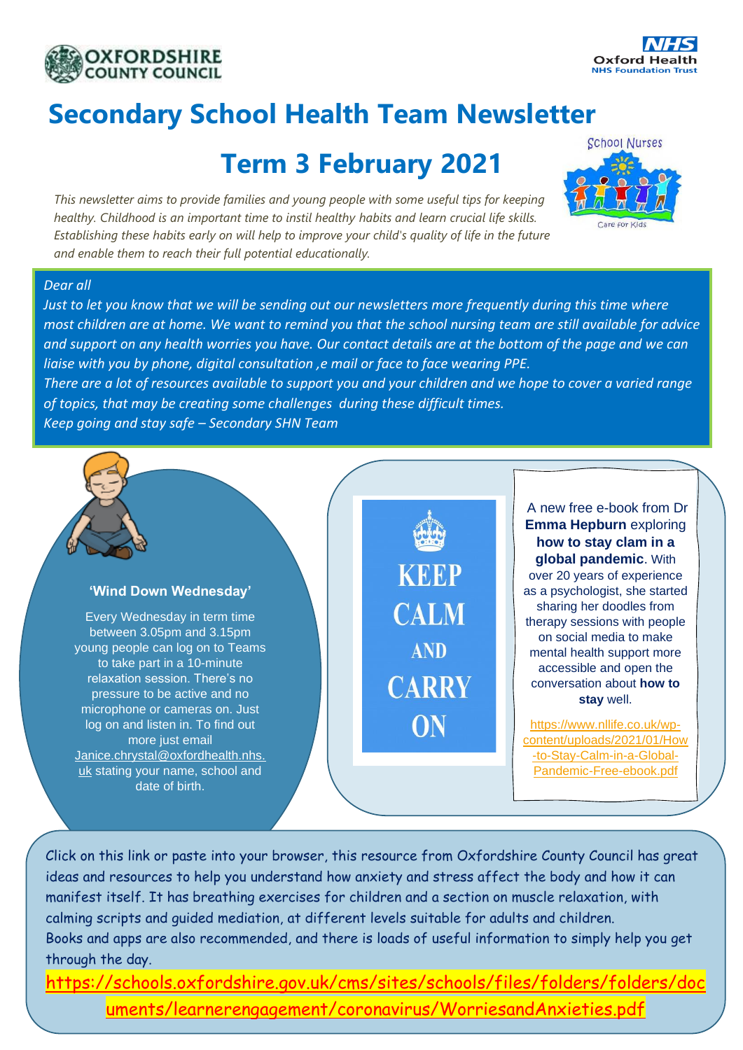OXFORDSHIRE COUNTY COUNCIL

NHS Oxford Health NHS Foundation Trust

# Secondary School Health Team Newsletter

## Term 3 February 2021

School Nurses – Care for Kids

*This newsletter aims to provide families and young people with some useful tips for keeping healthy. Childhood is an important time to instil healthy habits and learn crucial life skills. Establishing these habits early on will help to improve your child's quality of life in the future and enable them to reach their full potential educationally.*

*Dear all*

*Just to let you know that we will be sending out our newsletters more frequently during this time where most children are at home. We want to remind you that the school nursing team are still available for advice and support on any health worries you have. Our contact details are at the bottom of the page and we can liaise with you by phone, digital consultation ,e mail or face to face wearing PPE.*

*There are a lot of resources available to support you and your children and we hope to cover a varied range of topics, that may be creating some challenges during these difficult times.*

*Keep going and stay safe – Secondary SHN Team*

### 'Wind Down Wednesday'

Every Wednesday in term time between 3.05pm and 3.15pm young people can log on to Teams to take part in a 10-minute relaxation session. There's no pressure to be active and no microphone or cameras on. Just log on and listen in. To find out more just email Janice.chrystal@oxfordhealth.nhs.uk stating your name, school and date of birth.

KEEP CALM AND CARRY ON

A new free e-book from Dr **Emma Hepburn** exploring **how to stay clam in a global pandemic**. With over 20 years of experience as a psychologist, she started sharing her doodles from therapy sessions with people on social media to make mental health support more accessible and open the conversation about **how to stay** well.

https://www.nllife.co.uk/wp-content/uploads/2021/01/How-to-Stay-Calm-in-a-Global-Pandemic-Free-ebook.pdf

Click on this link or paste into your browser, this resource from Oxfordshire County Council has great ideas and resources to help you understand how anxiety and stress affect the body and how it can manifest itself. It has breathing exercises for children and a section on muscle relaxation, with calming scripts and guided mediation, at different levels suitable for adults and children.
Books and apps are also recommended, and there is loads of useful information to simply help you get through the day.

https://schools.oxfordshire.gov.uk/cms/sites/schools/files/folders/folders/documents/learnerengagement/coronavirus/WorriesandAnxieties.pdf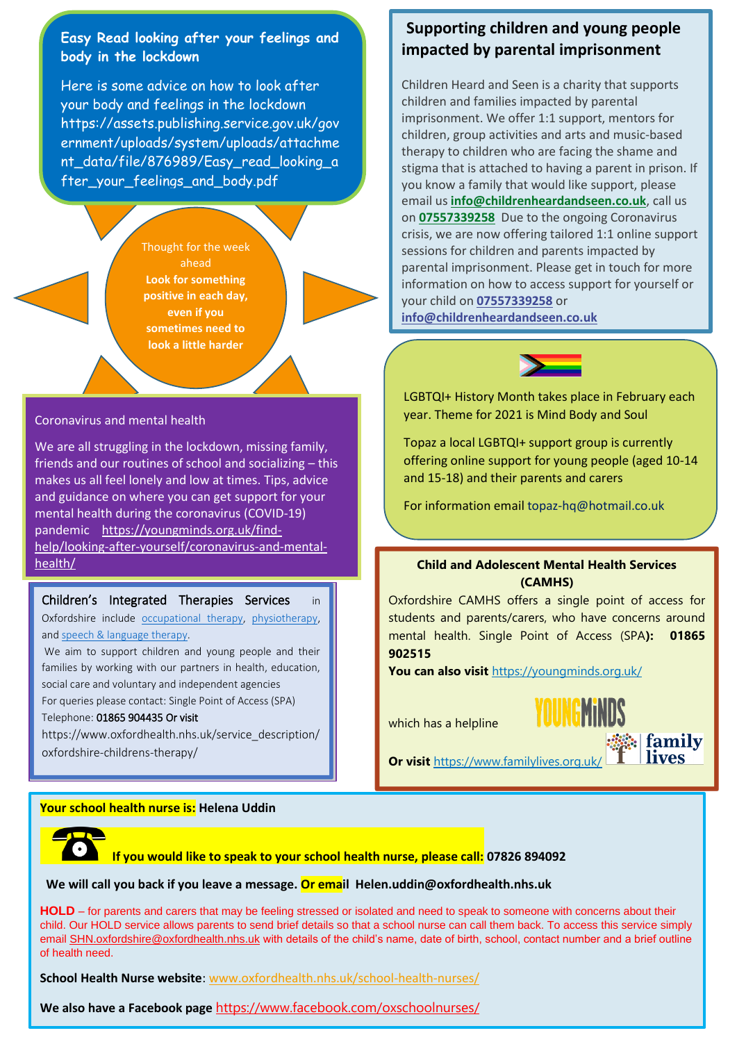## Easy Read looking after your feelings and body in the lockdown

Here is some advice on how to look after your body and feelings in the lockdown https://assets.publishing.service.gov.uk/government/uploads/system/uploads/attachment_data/file/876989/Easy_read_looking_after_your_feelings_and_body.pdf

Thought for the week ahead

**Look for something positive in each day, even if you sometimes need to look a little harder**

### Coronavirus and mental health

We are all struggling in the lockdown, missing family, friends and our routines of school and socializing – this makes us all feel lonely and low at times. Tips, advice and guidance on where you can get support for your mental health during the coronavirus (COVID-19) pandemic https://youngminds.org.uk/find-help/looking-after-yourself/coronavirus-and-mental-health/

### Children's Integrated Therapies Services

in Oxfordshire include occupational therapy, physiotherapy, and speech & language therapy.

We aim to support children and young people and their families by working with our partners in health, education, social care and voluntary and independent agencies

For queries please contact: Single Point of Access (SPA) Telephone: 01865 904435 Or visit https://www.oxfordhealth.nhs.uk/service_description/oxfordshire-childrens-therapy/

## Supporting children and young people impacted by parental imprisonment

Children Heard and Seen is a charity that supports children and families impacted by parental imprisonment. We offer 1:1 support, mentors for children, group activities and arts and music-based therapy to children who are facing the shame and stigma that is attached to having a parent in prison. If you know a family that would like support, please email us **info@childrenheardandseen.co.uk**, call us on **07557339258** Due to the ongoing Coronavirus crisis, we are now offering tailored 1:1 online support sessions for children and parents impacted by parental imprisonment. Please get in touch for more information on how to access support for yourself or your child on **07557339258** or **info@childrenheardandseen.co.uk**

LGBTQI+ History Month takes place in February each year. Theme for 2021 is Mind Body and Soul

Topaz a local LGBTQI+ support group is currently offering online support for young people (aged 10-14 and 15-18) and their parents and carers

For information email topaz-hq@hotmail.co.uk

### Child and Adolescent Mental Health Services (CAMHS)

Oxfordshire CAMHS offers a single point of access for students and parents/carers, who have concerns around mental health. Single Point of Access (SPA)**: 01865 902515**

**You can also visit** https://youngminds.org.uk/

which has a helpline

**Or visit** https://www.familylives.org.uk/

**Your school health nurse is: Helena Uddin**

**If you would like to speak to your school health nurse, please call: 07826 894092**

**We will call you back if you leave a message. Or email Helen.uddin@oxfordhealth.nhs.uk**

**HOLD** – for parents and carers that may be feeling stressed or isolated and need to speak to someone with concerns about their child. Our HOLD service allows parents to send brief details so that a school nurse can call them back. To access this service simply email SHN.oxfordshire@oxfordhealth.nhs.uk with details of the child's name, date of birth, school, contact number and a brief outline of health need.

**School Health Nurse website**: www.oxfordhealth.nhs.uk/school-health-nurses/

**We also have a Facebook page** https://www.facebook.com/oxschoolnurses/